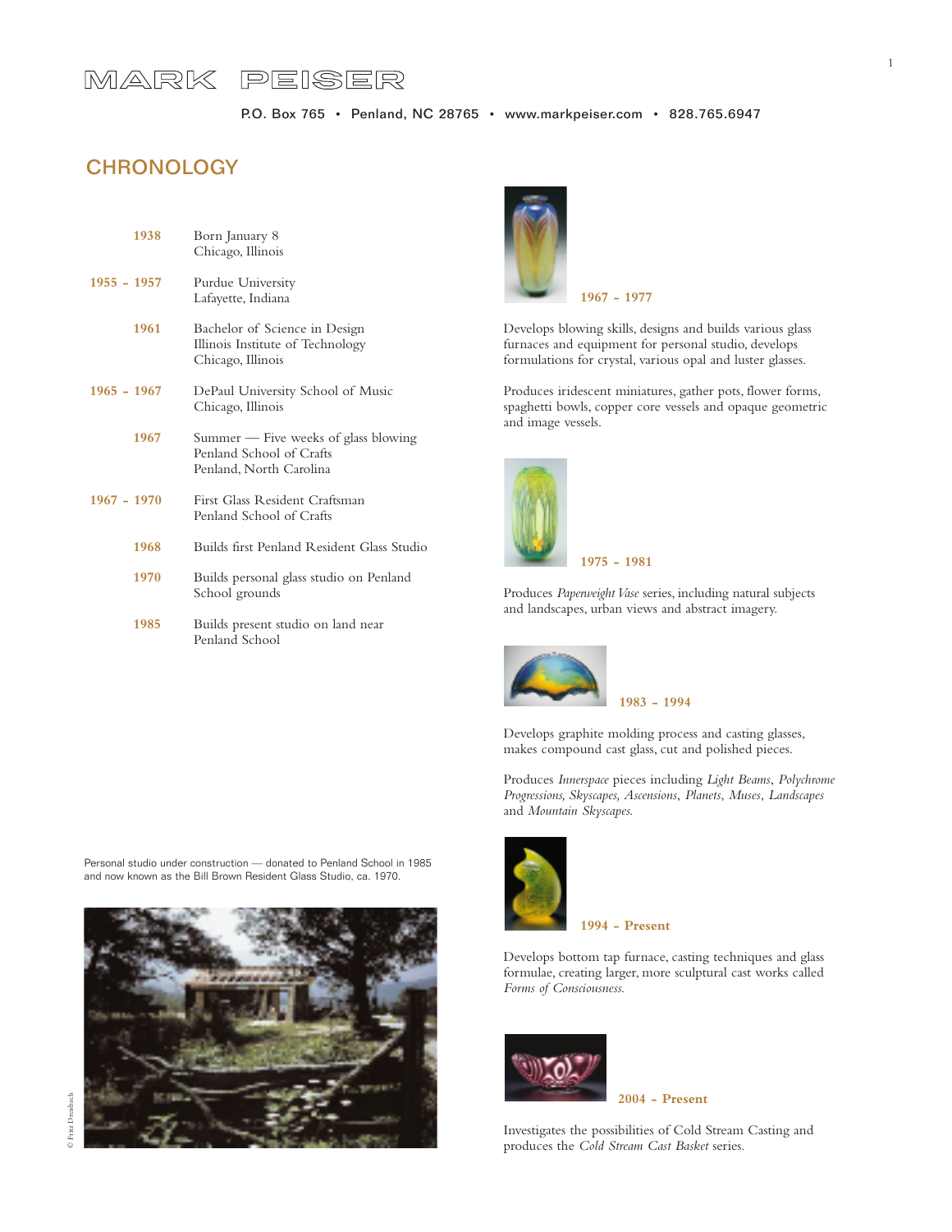# MARK PEISER

P.O. Box 765 • Penland, NC 28765 • www.markpeiser.com • 828.765.6947

## CHRONOLOGY

**1938** Born January 8
Chicago, Illinois

**1955 – 1957** Purdue University
Lafayette, Indiana

**1961** Bachelor of Science in Design
Illinois Institute of Technology
Chicago, Illinois

**1965 – 1967** DePaul University School of Music
Chicago, Illinois

**1967** Summer — Five weeks of glass blowing
Penland School of Crafts
Penland, North Carolina

**1967 – 1970** First Glass Resident Craftsman
Penland School of Crafts

**1968** Builds first Penland Resident Glass Studio

**1970** Builds personal glass studio on Penland School grounds

**1985** Builds present studio on land near Penland School

Personal studio under construction — donated to Penland School in 1985 and now known as the Bill Brown Resident Glass Studio, ca. 1970.

© Fritz Dreisbach

**1967 – 1977**

Develops blowing skills, designs and builds various glass furnaces and equipment for personal studio, develops formulations for crystal, various opal and luster glasses.

Produces iridescent miniatures, gather pots, flower forms, spaghetti bowls, copper core vessels and opaque geometric and image vessels.

**1975 – 1981**

Produces *Paperweight Vase* series, including natural subjects and landscapes, urban views and abstract imagery.

**1983 – 1994**

Develops graphite molding process and casting glasses, makes compound cast glass, cut and polished pieces.

Produces *Innerspace* pieces including *Light Beams*, *Polychrome Progressions, Skyscapes, Ascensions*, *Planets*, *Muses*, *Landscapes* and *Mountain Skyscapes.*

**1994 – Present**

Develops bottom tap furnace, casting techniques and glass formulae, creating larger, more sculptural cast works called *Forms of Consciousness.*

**2004 – Present**

Investigates the possibilities of Cold Stream Casting and produces the *Cold Stream Cast Basket* series.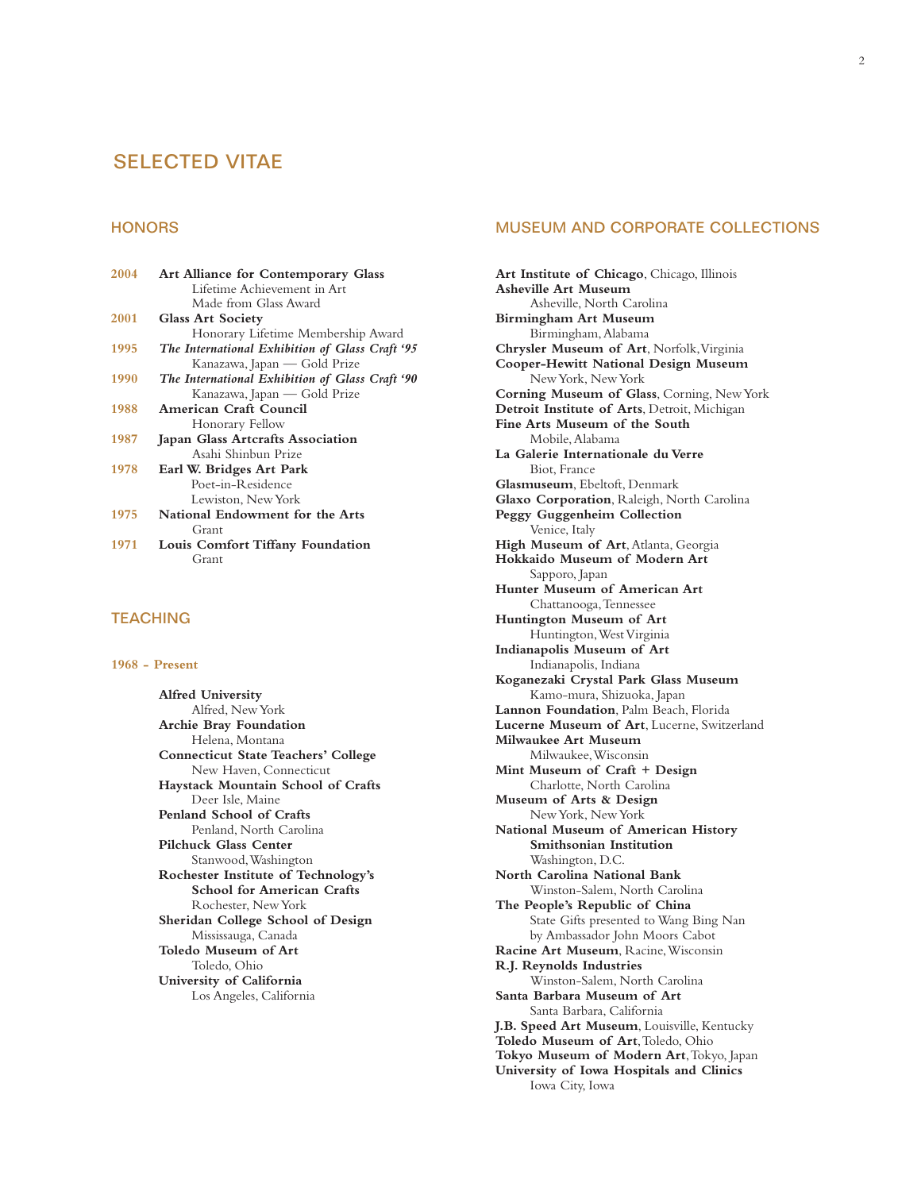# SELECTED VITAE

## HONORS

**2004** **Art Alliance for Contemporary Glass**
Lifetime Achievement in Art
Made from Glass Award

**2001** **Glass Art Society**
Honorary Lifetime Membership Award

**1995** ***The International Exhibition of Glass Craft '95***
Kanazawa, Japan — Gold Prize

**1990** ***The International Exhibition of Glass Craft '90***
Kanazawa, Japan — Gold Prize

**1988** **American Craft Council**
Honorary Fellow

**1987** **Japan Glass Artcrafts Association**
Asahi Shinbun Prize

**1978** **Earl W. Bridges Art Park**
Poet-in-Residence
Lewiston, New York

**1975** **National Endowment for the Arts**
Grant

**1971** **Louis Comfort Tiffany Foundation**
Grant

## TEACHING

**1968 - Present**

**Alfred University**
Alfred, New York

**Archie Bray Foundation**
Helena, Montana

**Connecticut State Teachers' College**
New Haven, Connecticut

**Haystack Mountain School of Crafts**
Deer Isle, Maine

**Penland School of Crafts**
Penland, North Carolina

**Pilchuck Glass Center**
Stanwood, Washington

**Rochester Institute of Technology's School for American Crafts**
Rochester, New York

**Sheridan College School of Design**
Mississauga, Canada

**Toledo Museum of Art**
Toledo, Ohio

**University of California**
Los Angeles, California

## MUSEUM AND CORPORATE COLLECTIONS

**Art Institute of Chicago**, Chicago, Illinois
**Asheville Art Museum**
Asheville, North Carolina
**Birmingham Art Museum**
Birmingham, Alabama
**Chrysler Museum of Art**, Norfolk, Virginia
**Cooper-Hewitt National Design Museum**
New York, New York
**Corning Museum of Glass**, Corning, New York
**Detroit Institute of Arts**, Detroit, Michigan
**Fine Arts Museum of the South**
Mobile, Alabama
**La Galerie Internationale du Verre**
Biot, France
**Glasmuseum**, Ebeltoft, Denmark
**Glaxo Corporation**, Raleigh, North Carolina
**Peggy Guggenheim Collection**
Venice, Italy
**High Museum of Art**, Atlanta, Georgia
**Hokkaido Museum of Modern Art**
Sapporo, Japan
**Hunter Museum of American Art**
Chattanooga, Tennessee
**Huntington Museum of Art**
Huntington, West Virginia
**Indianapolis Museum of Art**
Indianapolis, Indiana
**Koganezaki Crystal Park Glass Museum**
Kamo-mura, Shizuoka, Japan
**Lannon Foundation**, Palm Beach, Florida
**Lucerne Museum of Art**, Lucerne, Switzerland
**Milwaukee Art Museum**
Milwaukee, Wisconsin
**Mint Museum of Craft + Design**
Charlotte, North Carolina
**Museum of Arts & Design**
New York, New York
**National Museum of American History Smithsonian Institution**
Washington, D.C.
**North Carolina National Bank**
Winston-Salem, North Carolina
**The People's Republic of China**
State Gifts presented to Wang Bing Nan by Ambassador John Moors Cabot
**Racine Art Museum**, Racine, Wisconsin
**R.J. Reynolds Industries**
Winston-Salem, North Carolina
**Santa Barbara Museum of Art**
Santa Barbara, California
**J.B. Speed Art Museum**, Louisville, Kentucky
**Toledo Museum of Art**, Toledo, Ohio
**Tokyo Museum of Modern Art**, Tokyo, Japan
**University of Iowa Hospitals and Clinics**
Iowa City, Iowa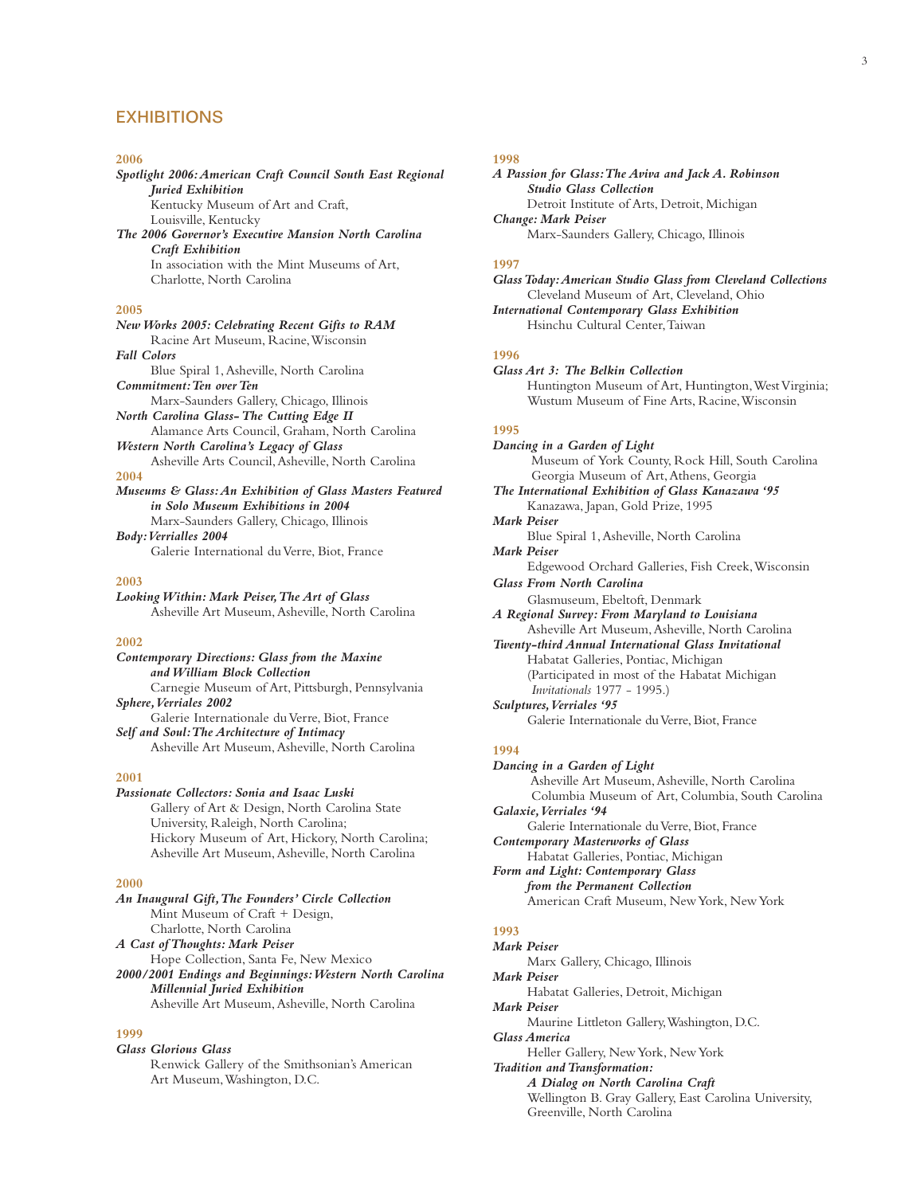## EXHIBITIONS

### 2006

***Spotlight 2006: American Craft Council South East Regional Juried Exhibition***
Kentucky Museum of Art and Craft,
Louisville, Kentucky

***The 2006 Governor's Executive Mansion North Carolina Craft Exhibition***
In association with the Mint Museums of Art,
Charlotte, North Carolina

### 2005

***New Works 2005: Celebrating Recent Gifts to RAM***
Racine Art Museum, Racine, Wisconsin

***Fall Colors***
Blue Spiral 1, Asheville, North Carolina

***Commitment: Ten over Ten***
Marx-Saunders Gallery, Chicago, Illinois

***North Carolina Glass- The Cutting Edge II***
Alamance Arts Council, Graham, North Carolina

***Western North Carolina's Legacy of Glass***
Asheville Arts Council, Asheville, North Carolina

### 2004

***Museums & Glass: An Exhibition of Glass Masters Featured in Solo Museum Exhibitions in 2004***
Marx-Saunders Gallery, Chicago, Illinois

***Body: Verrialles 2004***
Galerie International du Verre, Biot, France

### 2003

***Looking Within: Mark Peiser, The Art of Glass***
Asheville Art Museum, Asheville, North Carolina

### 2002

***Contemporary Directions: Glass from the Maxine and William Block Collection***
Carnegie Museum of Art, Pittsburgh, Pennsylvania

***Sphere, Verriales 2002***
Galerie Internationale du Verre, Biot, France

***Self and Soul: The Architecture of Intimacy***
Asheville Art Museum, Asheville, North Carolina

### 2001

***Passionate Collectors: Sonia and Isaac Luski***
Gallery of Art & Design, North Carolina State University, Raleigh, North Carolina;
Hickory Museum of Art, Hickory, North Carolina;
Asheville Art Museum, Asheville, North Carolina

### 2000

***An Inaugural Gift, The Founders' Circle Collection***
Mint Museum of Craft + Design,
Charlotte, North Carolina

***A Cast of Thoughts: Mark Peiser***
Hope Collection, Santa Fe, New Mexico

***2000/2001 Endings and Beginnings: Western North Carolina Millennial Juried Exhibition***
Asheville Art Museum, Asheville, North Carolina

### 1999

***Glass Glorious Glass***
Renwick Gallery of the Smithsonian's American Art Museum, Washington, D.C.

### 1998

***A Passion for Glass: The Aviva and Jack A. Robinson Studio Glass Collection***
Detroit Institute of Arts, Detroit, Michigan

***Change: Mark Peiser***
Marx-Saunders Gallery, Chicago, Illinois

### 1997

***Glass Today: American Studio Glass from Cleveland Collections***
Cleveland Museum of Art, Cleveland, Ohio

***International Contemporary Glass Exhibition***
Hsinchu Cultural Center, Taiwan

### 1996

***Glass Art 3: The Belkin Collection***
Huntington Museum of Art, Huntington, West Virginia;
Wustum Museum of Fine Arts, Racine, Wisconsin

### 1995

***Dancing in a Garden of Light***
Museum of York County, Rock Hill, South Carolina
Georgia Museum of Art, Athens, Georgia

***The International Exhibition of Glass Kanazawa '95***
Kanazawa, Japan, Gold Prize, 1995

***Mark Peiser***
Blue Spiral 1, Asheville, North Carolina

***Mark Peiser***
Edgewood Orchard Galleries, Fish Creek, Wisconsin

***Glass From North Carolina***
Glasmuseum, Ebeltoft, Denmark

***A Regional Survey: From Maryland to Louisiana***
Asheville Art Museum, Asheville, North Carolina

***Twenty-third Annual International Glass Invitational***
Habatat Galleries, Pontiac, Michigan
(Participated in most of the Habatat Michigan *Invitationals* 1977 - 1995.)

***Sculptures, Verriales '95***
Galerie Internationale du Verre, Biot, France

### 1994

***Dancing in a Garden of Light***
Asheville Art Museum, Asheville, North Carolina
Columbia Museum of Art, Columbia, South Carolina

***Galaxie, Verriales '94***
Galerie Internationale du Verre, Biot, France

***Contemporary Masterworks of Glass***
Habatat Galleries, Pontiac, Michigan

***Form and Light: Contemporary Glass from the Permanent Collection***
American Craft Museum, New York, New York

### 1993

***Mark Peiser***
Marx Gallery, Chicago, Illinois

***Mark Peiser***
Habatat Galleries, Detroit, Michigan

***Mark Peiser***
Maurine Littleton Gallery, Washington, D.C.

***Glass America***
Heller Gallery, New York, New York

***Tradition and Transformation: A Dialog on North Carolina Craft***
Wellington B. Gray Gallery, East Carolina University, Greenville, North Carolina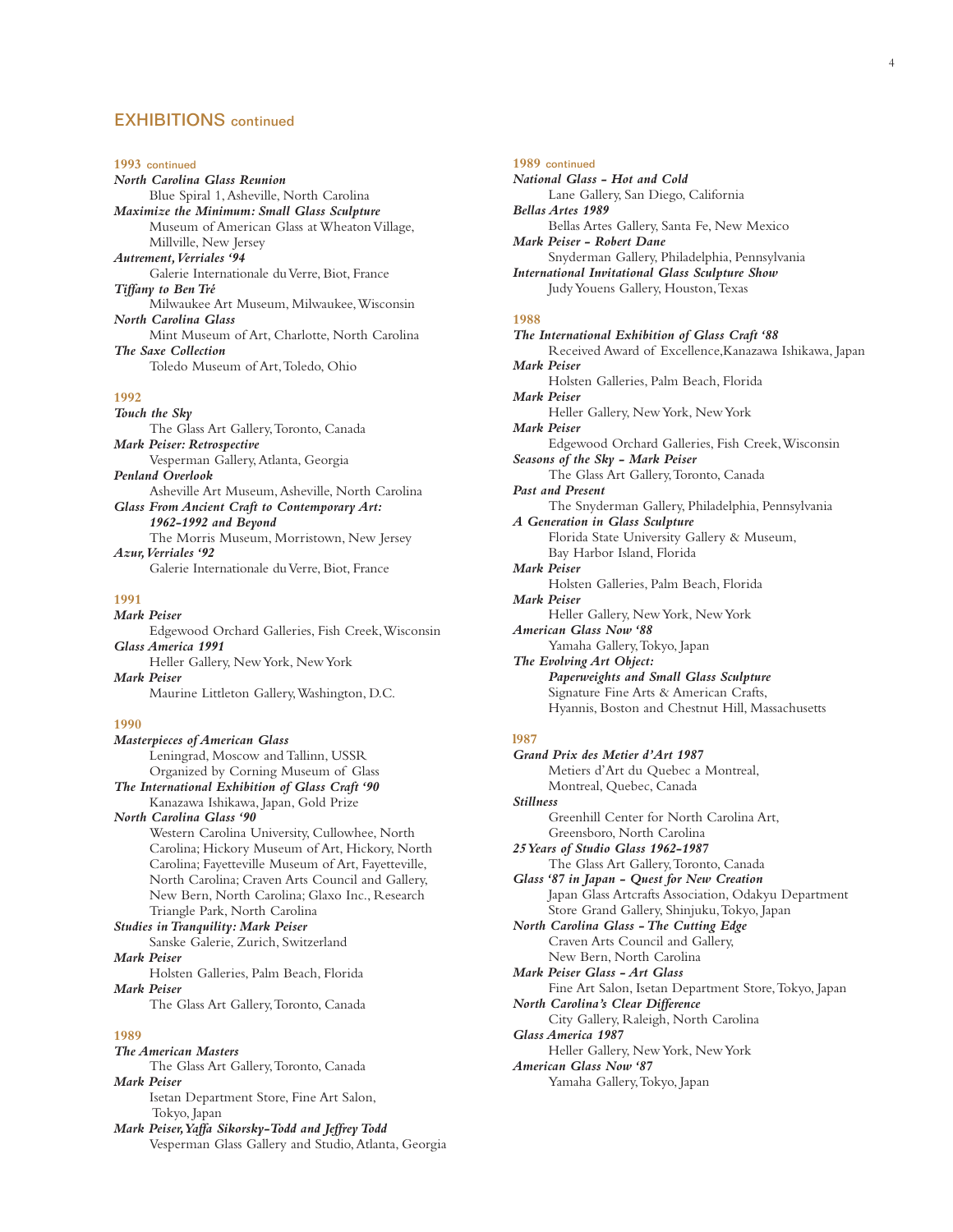## EXHIBITIONS continued

### 1993 continued

***North Carolina Glass Reunion***
Blue Spiral 1, Asheville, North Carolina

***Maximize the Minimum: Small Glass Sculpture***
Museum of American Glass at Wheaton Village, Millville, New Jersey

***Autrement, Verriales '94***
Galerie Internationale du Verre, Biot, France

***Tiffany to Ben Tré***
Milwaukee Art Museum, Milwaukee, Wisconsin

***North Carolina Glass***
Mint Museum of Art, Charlotte, North Carolina

***The Saxe Collection***
Toledo Museum of Art, Toledo, Ohio

### 1992

***Touch the Sky***
The Glass Art Gallery, Toronto, Canada

***Mark Peiser: Retrospective***
Vesperman Gallery, Atlanta, Georgia

***Penland Overlook***
Asheville Art Museum, Asheville, North Carolina

***Glass From Ancient Craft to Contemporary Art: 1962-1992 and Beyond***
The Morris Museum, Morristown, New Jersey

***Azur, Verriales '92***
Galerie Internationale du Verre, Biot, France

### 1991

***Mark Peiser***
Edgewood Orchard Galleries, Fish Creek, Wisconsin

***Glass America 1991***
Heller Gallery, New York, New York

***Mark Peiser***
Maurine Littleton Gallery, Washington, D.C.

### 1990

***Masterpieces of American Glass***
Leningrad, Moscow and Tallinn, USSR
Organized by Corning Museum of Glass

***The International Exhibition of Glass Craft '90***
Kanazawa Ishikawa, Japan, Gold Prize

***North Carolina Glass '90***
Western Carolina University, Cullowhee, North Carolina; Hickory Museum of Art, Hickory, North Carolina; Fayetteville Museum of Art, Fayetteville, North Carolina; Craven Arts Council and Gallery, New Bern, North Carolina; Glaxo Inc., Research Triangle Park, North Carolina

***Studies in Tranquility: Mark Peiser***
Sanske Galerie, Zurich, Switzerland

***Mark Peiser***
Holsten Galleries, Palm Beach, Florida

***Mark Peiser***
The Glass Art Gallery, Toronto, Canada

### 1989

***The American Masters***
The Glass Art Gallery, Toronto, Canada

***Mark Peiser***
Isetan Department Store, Fine Art Salon, Tokyo, Japan

***Mark Peiser, Yaffa Sikorsky-Todd and Jeffrey Todd***
Vesperman Glass Gallery and Studio, Atlanta, Georgia

### 1989 continued

***National Glass - Hot and Cold***
Lane Gallery, San Diego, California

***Bellas Artes 1989***
Bellas Artes Gallery, Santa Fe, New Mexico

***Mark Peiser - Robert Dane***
Snyderman Gallery, Philadelphia, Pennsylvania

***International Invitational Glass Sculpture Show***
Judy Youens Gallery, Houston, Texas

### 1988

***The International Exhibition of Glass Craft '88***
Received Award of Excellence, Kanazawa Ishikawa, Japan

***Mark Peiser***
Holsten Galleries, Palm Beach, Florida

***Mark Peiser***
Heller Gallery, New York, New York

***Mark Peiser***
Edgewood Orchard Galleries, Fish Creek, Wisconsin

***Seasons of the Sky - Mark Peiser***
The Glass Art Gallery, Toronto, Canada

***Past and Present***
The Snyderman Gallery, Philadelphia, Pennsylvania

***A Generation in Glass Sculpture***
Florida State University Gallery & Museum, Bay Harbor Island, Florida

***Mark Peiser***
Holsten Galleries, Palm Beach, Florida

***Mark Peiser***
Heller Gallery, New York, New York

***American Glass Now '88***
Yamaha Gallery, Tokyo, Japan

***The Evolving Art Object: Paperweights and Small Glass Sculpture***
Signature Fine Arts & American Crafts, Hyannis, Boston and Chestnut Hill, Massachusetts

### 1987

***Grand Prix des Metier d'Art 1987***
Metiers d'Art du Quebec a Montreal, Montreal, Quebec, Canada

***Stillness***
Greenhill Center for North Carolina Art, Greensboro, North Carolina

***25 Years of Studio Glass 1962-1987***
The Glass Art Gallery, Toronto, Canada

***Glass '87 in Japan - Quest for New Creation***
Japan Glass Artcrafts Association, Odakyu Department Store Grand Gallery, Shinjuku, Tokyo, Japan

***North Carolina Glass - The Cutting Edge***
Craven Arts Council and Gallery, New Bern, North Carolina

***Mark Peiser Glass - Art Glass***
Fine Art Salon, Isetan Department Store, Tokyo, Japan

***North Carolina's Clear Difference***
City Gallery, Raleigh, North Carolina

***Glass America 1987***
Heller Gallery, New York, New York

***American Glass Now '87***
Yamaha Gallery, Tokyo, Japan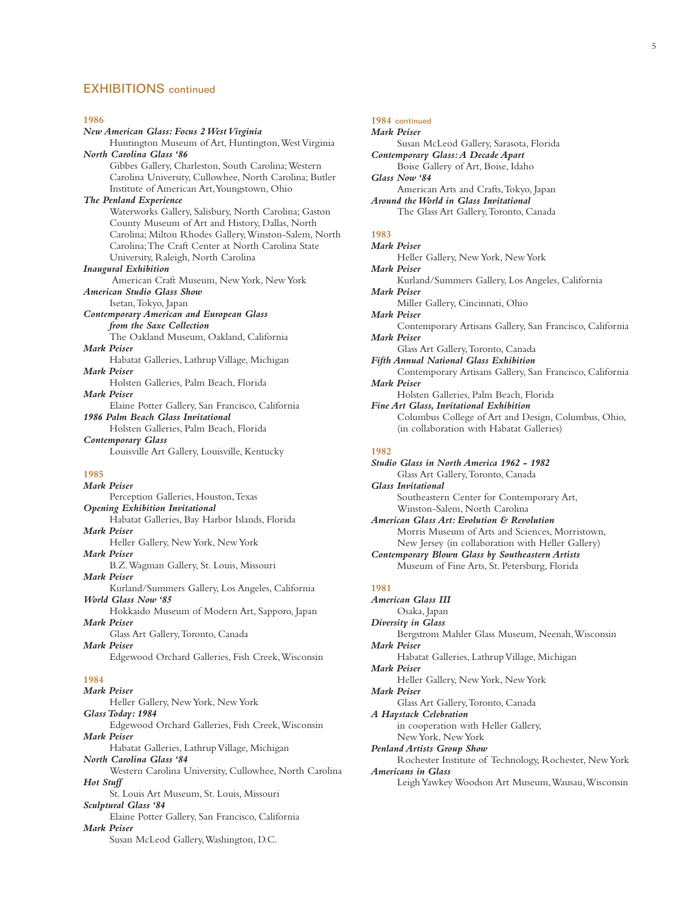## EXHIBITIONS continued

### 1986

***New American Glass: Focus 2 West Virginia***
Huntington Museum of Art, Huntington, West Virginia

***North Carolina Glass '86***
Gibbes Gallery, Charleston, South Carolina; Western Carolina University, Cullowhee, North Carolina; Butler Institute of American Art, Youngstown, Ohio

***The Penland Experience***
Waterworks Gallery, Salisbury, North Carolina; Gaston County Museum of Art and History, Dallas, North Carolina; Milton Rhodes Gallery, Winston-Salem, North Carolina; The Craft Center at North Carolina State University, Raleigh, North Carolina

***Inaugural Exhibition***
American Craft Museum, New York, New York

***American Studio Glass Show***
Isetan, Tokyo, Japan

***Contemporary American and European Glass from the Saxe Collection***
The Oakland Museum, Oakland, California

***Mark Peiser***
Habatat Galleries, Lathrup Village, Michigan

***Mark Peiser***
Holsten Galleries, Palm Beach, Florida

***Mark Peiser***
Elaine Potter Gallery, San Francisco, California

***1986 Palm Beach Glass Invitational***
Holsten Galleries, Palm Beach, Florida

***Contemporary Glass***
Louisville Art Gallery, Louisville, Kentucky

### 1985

***Mark Peiser***
Perception Galleries, Houston, Texas

***Opening Exhibition Invitational***
Habatat Galleries, Bay Harbor Islands, Florida

***Mark Peiser***
Heller Gallery, New York, New York

***Mark Peiser***
B.Z. Wagman Gallery, St. Louis, Missouri

***Mark Peiser***
Kurland/Summers Gallery, Los Angeles, California

***World Glass Now '85***
Hokkaido Museum of Modern Art, Sapporo, Japan

***Mark Peiser***
Glass Art Gallery, Toronto, Canada

***Mark Peiser***
Edgewood Orchard Galleries, Fish Creek, Wisconsin

### 1984

***Mark Peiser***
Heller Gallery, New York, New York

***Glass Today: 1984***
Edgewood Orchard Galleries, Fish Creek, Wisconsin

***Mark Peiser***
Habatat Galleries, Lathrup Village, Michigan

***North Carolina Glass '84***
Western Carolina University, Cullowhee, North Carolina

***Hot Stuff***
St. Louis Art Museum, St. Louis, Missouri

***Sculptural Glass '84***
Elaine Potter Gallery, San Francisco, California

***Mark Peiser***
Susan McLeod Gallery, Washington, D.C.

### 1984 continued

***Mark Peiser***
Susan McLeod Gallery, Sarasota, Florida

***Contemporary Glass: A Decade Apart***
Boise Gallery of Art, Boise, Idaho

***Glass Now '84***
American Arts and Crafts, Tokyo, Japan

***Around the World in Glass Invitational***
The Glass Art Gallery, Toronto, Canada

### 1983

***Mark Peiser***
Heller Gallery, New York, New York

***Mark Peiser***
Kurland/Summers Gallery, Los Angeles, California

***Mark Peiser***
Miller Gallery, Cincinnati, Ohio

***Mark Peiser***
Contemporary Artisans Gallery, San Francisco, California

***Mark Peiser***
Glass Art Gallery, Toronto, Canada

***Fifth Annual National Glass Exhibition***
Contemporary Artisans Gallery, San Francisco, California

***Mark Peiser***
Holsten Galleries, Palm Beach, Florida

***Fine Art Glass, Invitational Exhibition***
Columbus College of Art and Design, Columbus, Ohio, (in collaboration with Habatat Galleries)

### 1982

***Studio Glass in North America 1962 - 1982***
Glass Art Gallery, Toronto, Canada

***Glass Invitational***
Southeastern Center for Contemporary Art, Winston-Salem, North Carolina

***American Glass Art: Evolution & Revolution***
Morris Museum of Arts and Sciences, Morristown, New Jersey (in collaboration with Heller Gallery)

***Contemporary Blown Glass by Southeastern Artists***
Museum of Fine Arts, St. Petersburg, Florida

### 1981

***American Glass III***
Osaka, Japan

***Diversity in Glass***
Bergstrom Mahler Glass Museum, Neenah, Wisconsin

***Mark Peiser***
Habatat Galleries, Lathrup Village, Michigan

***Mark Peiser***
Heller Gallery, New York, New York

***Mark Peiser***
Glass Art Gallery, Toronto, Canada

***A Haystack Celebration***
in cooperation with Heller Gallery, New York, New York

***Penland Artists Group Show***
Rochester Institute of Technology, Rochester, New York

***Americans in Glass***
Leigh Yawkey Woodson Art Museum, Wausau, Wisconsin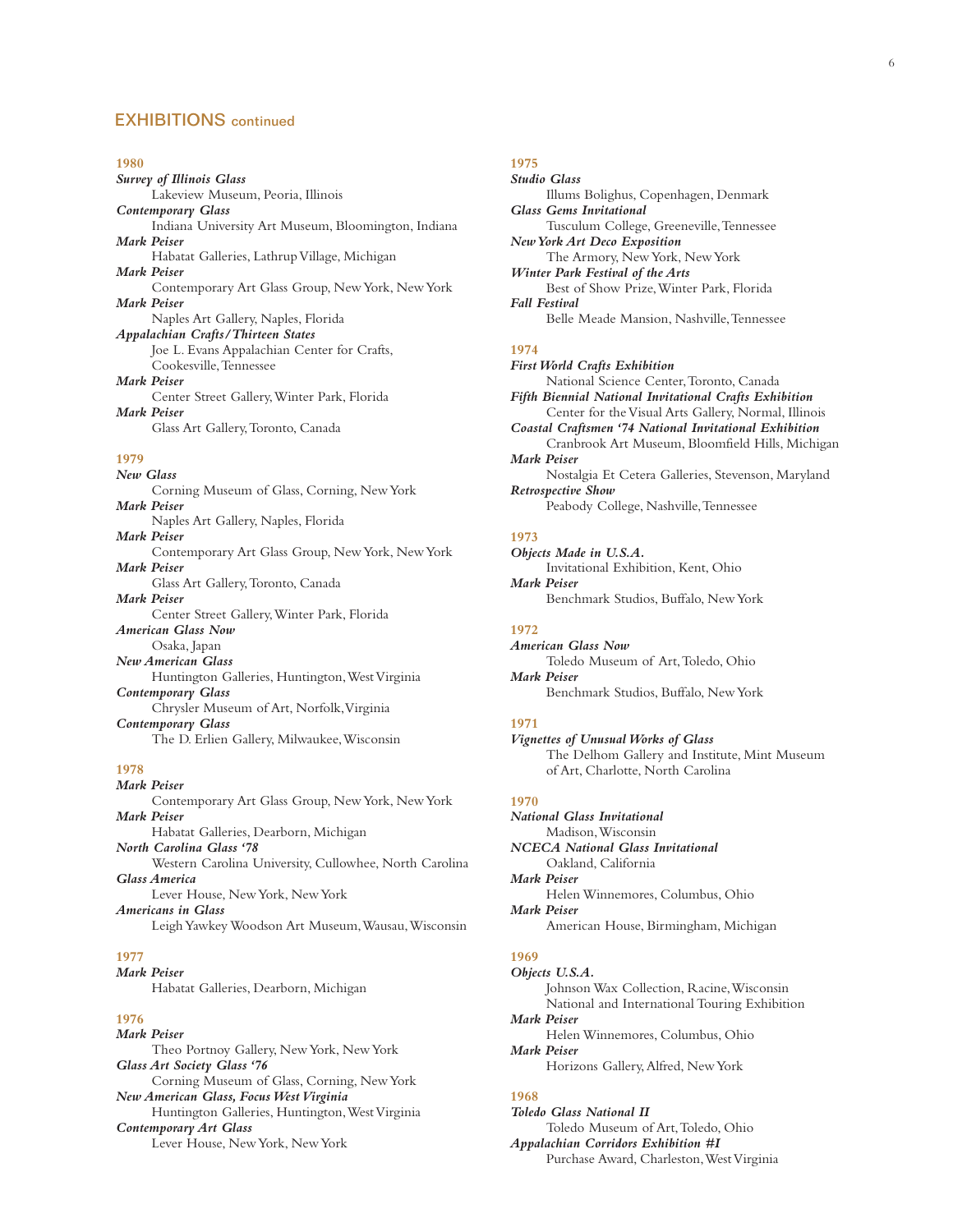## EXHIBITIONS continued

**1980**

***Survey of Illinois Glass***
Lakeview Museum, Peoria, Illinois

***Contemporary Glass***
Indiana University Art Museum, Bloomington, Indiana

***Mark Peiser***
Habatat Galleries, Lathrup Village, Michigan

***Mark Peiser***
Contemporary Art Glass Group, New York, New York

***Mark Peiser***
Naples Art Gallery, Naples, Florida

***Appalachian Crafts/Thirteen States***
Joe L. Evans Appalachian Center for Crafts, Cookesville, Tennessee

***Mark Peiser***
Center Street Gallery, Winter Park, Florida

***Mark Peiser***
Glass Art Gallery, Toronto, Canada

**1979**

***New Glass***
Corning Museum of Glass, Corning, New York

***Mark Peiser***
Naples Art Gallery, Naples, Florida

***Mark Peiser***
Contemporary Art Glass Group, New York, New York

***Mark Peiser***
Glass Art Gallery, Toronto, Canada

***Mark Peiser***
Center Street Gallery, Winter Park, Florida

***American Glass Now***
Osaka, Japan

***New American Glass***
Huntington Galleries, Huntington, West Virginia

***Contemporary Glass***
Chrysler Museum of Art, Norfolk, Virginia

***Contemporary Glass***
The D. Erlien Gallery, Milwaukee, Wisconsin

**1978**

***Mark Peiser***
Contemporary Art Glass Group, New York, New York

***Mark Peiser***
Habatat Galleries, Dearborn, Michigan

***North Carolina Glass '78***
Western Carolina University, Cullowhee, North Carolina

***Glass America***
Lever House, New York, New York

***Americans in Glass***
Leigh Yawkey Woodson Art Museum, Wausau, Wisconsin

**1977**

***Mark Peiser***
Habatat Galleries, Dearborn, Michigan

**1976**

***Mark Peiser***
Theo Portnoy Gallery, New York, New York

***Glass Art Society Glass '76***
Corning Museum of Glass, Corning, New York

***New American Glass, Focus West Virginia***
Huntington Galleries, Huntington, West Virginia

***Contemporary Art Glass***
Lever House, New York, New York

**1975**

***Studio Glass***
Illums Bolighus, Copenhagen, Denmark

***Glass Gems Invitational***
Tusculum College, Greeneville, Tennessee

***New York Art Deco Exposition***
The Armory, New York, New York

***Winter Park Festival of the Arts***
Best of Show Prize, Winter Park, Florida

***Fall Festival***
Belle Meade Mansion, Nashville, Tennessee

**1974**

***First World Crafts Exhibition***
National Science Center, Toronto, Canada

***Fifth Biennial National Invitational Crafts Exhibition***
Center for the Visual Arts Gallery, Normal, Illinois

***Coastal Craftsmen '74 National Invitational Exhibition***
Cranbrook Art Museum, Bloomfield Hills, Michigan

***Mark Peiser***
Nostalgia Et Cetera Galleries, Stevenson, Maryland

***Retrospective Show***
Peabody College, Nashville, Tennessee

**1973**

***Objects Made in U.S.A.***
Invitational Exhibition, Kent, Ohio

***Mark Peiser***
Benchmark Studios, Buffalo, New York

**1972**

***American Glass Now***
Toledo Museum of Art, Toledo, Ohio

***Mark Peiser***
Benchmark Studios, Buffalo, New York

**1971**

***Vignettes of Unusual Works of Glass***
The Delhom Gallery and Institute, Mint Museum of Art, Charlotte, North Carolina

**1970**

***National Glass Invitational***
Madison, Wisconsin

***NCECA National Glass Invitational***
Oakland, California

***Mark Peiser***
Helen Winnemores, Columbus, Ohio

***Mark Peiser***
American House, Birmingham, Michigan

**1969**

***Objects U.S.A.***
Johnson Wax Collection, Racine, Wisconsin
National and International Touring Exhibition

***Mark Peiser***
Helen Winnemores, Columbus, Ohio

***Mark Peiser***
Horizons Gallery, Alfred, New York

**1968**

***Toledo Glass National II***
Toledo Museum of Art, Toledo, Ohio

***Appalachian Corridors Exhibition #I***
Purchase Award, Charleston, West Virginia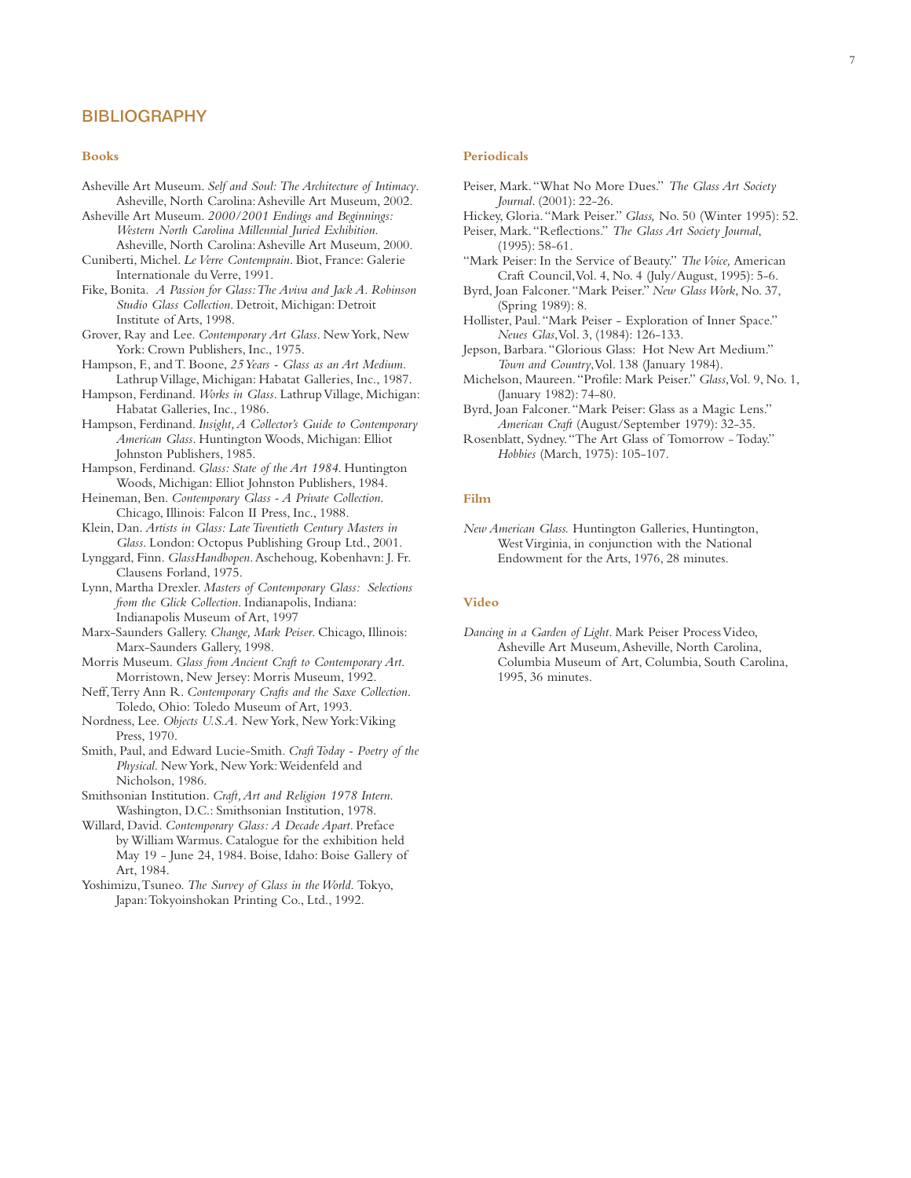## BIBLIOGRAPHY

### Books

Asheville Art Museum. *Self and Soul: The Architecture of Intimacy*. Asheville, North Carolina: Asheville Art Museum, 2002.

Asheville Art Museum. *2000/2001 Endings and Beginnings: Western North Carolina Millennial Juried Exhibition*. Asheville, North Carolina: Asheville Art Museum, 2000.

Cuniberti, Michel. *Le Verre Contemprain*. Biot, France: Galerie Internationale du Verre, 1991.

Fike, Bonita. *A Passion for Glass: The Aviva and Jack A. Robinson Studio Glass Collection*. Detroit, Michigan: Detroit Institute of Arts, 1998.

Grover, Ray and Lee. *Contemporary Art Glass*. New York, New York: Crown Publishers, Inc., 1975.

Hampson, F., and T. Boone, *25 Years - Glass as an Art Medium*. Lathrup Village, Michigan: Habatat Galleries, Inc., 1987.

Hampson, Ferdinand. *Works in Glass*. Lathrup Village, Michigan: Habatat Galleries, Inc., 1986.

Hampson, Ferdinand. *Insight, A Collector's Guide to Contemporary American Glass*. Huntington Woods, Michigan: Elliot Johnston Publishers, 1985.

Hampson, Ferdinand. *Glass: State of the Art 1984*. Huntington Woods, Michigan: Elliot Johnston Publishers, 1984.

Heineman, Ben. *Contemporary Glass - A Private Collection*. Chicago, Illinois: Falcon II Press, Inc., 1988.

Klein, Dan. *Artists in Glass: Late Twentieth Century Masters in Glass*. London: Octopus Publishing Group Ltd., 2001.

Lynggard, Finn. *GlassHandbopen*. Aschehoug, Kobenhavn: J. Fr. Clausens Forland, 1975.

Lynn, Martha Drexler. *Masters of Contemporary Glass: Selections from the Glick Collection*. Indianapolis, Indiana: Indianapolis Museum of Art, 1997

Marx-Saunders Gallery. *Change, Mark Peiser*. Chicago, Illinois: Marx-Saunders Gallery, 1998.

Morris Museum. *Glass from Ancient Craft to Contemporary Art*. Morristown, New Jersey: Morris Museum, 1992.

Neff, Terry Ann R. *Contemporary Crafts and the Saxe Collection*. Toledo, Ohio: Toledo Museum of Art, 1993.

Nordness, Lee. *Objects U.S.A.* New York, New York: Viking Press, 1970.

Smith, Paul, and Edward Lucie-Smith. *Craft Today - Poetry of the Physical*. New York, New York: Weidenfeld and Nicholson, 1986.

Smithsonian Institution. *Craft, Art and Religion 1978 Intern*. Washington, D.C.: Smithsonian Institution, 1978.

Willard, David. *Contemporary Glass: A Decade Apart*. Preface by William Warmus. Catalogue for the exhibition held May 19 - June 24, 1984. Boise, Idaho: Boise Gallery of Art, 1984.

Yoshimizu, Tsuneo. *The Survey of Glass in the World*. Tokyo, Japan: Tokyoinshokan Printing Co., Ltd., 1992.

### Periodicals

Peiser, Mark. "What No More Dues." *The Glass Art Society Journal*. (2001): 22-26.

Hickey, Gloria. "Mark Peiser." *Glass,* No. 50 (Winter 1995): 52.

Peiser, Mark. "Reflections." *The Glass Art Society Journal*, (1995): 58-61.

"Mark Peiser: In the Service of Beauty." *The Voice,* American Craft Council, Vol. 4, No. 4 (July/August, 1995): 5-6.

Byrd, Joan Falconer. "Mark Peiser." *New Glass Work*, No. 37, (Spring 1989): 8.

Hollister, Paul. "Mark Peiser - Exploration of Inner Space." *Neues Glas*, Vol. 3, (1984): 126-133.

Jepson, Barbara. "Glorious Glass: Hot New Art Medium." *Town and Country*, Vol. 138 (January 1984).

Michelson, Maureen. "Profile: Mark Peiser." *Glass*, Vol. 9, No. 1, (January 1982): 74-80.

Byrd, Joan Falconer. "Mark Peiser: Glass as a Magic Lens." *American Craft* (August/September 1979): 32-35.

Rosenblatt, Sydney. "The Art Glass of Tomorrow - Today." *Hobbies* (March, 1975): 105-107.

### Film

*New American Glass.* Huntington Galleries, Huntington, West Virginia, in conjunction with the National Endowment for the Arts, 1976, 28 minutes.

### Video

*Dancing in a Garden of Light*. Mark Peiser Process Video, Asheville Art Museum, Asheville, North Carolina, Columbia Museum of Art, Columbia, South Carolina, 1995, 36 minutes.